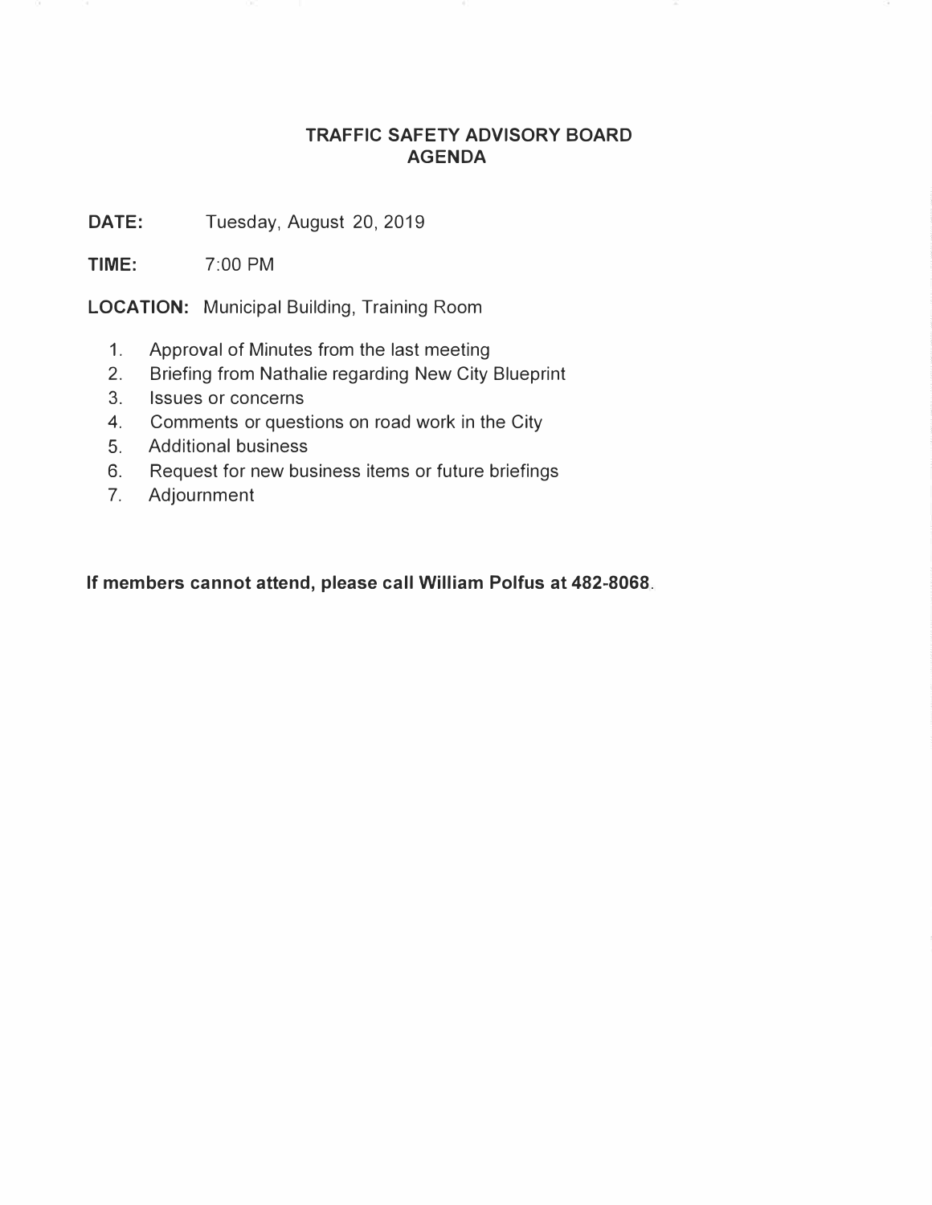# TRAFFIC SAFETY ADVISORY BOARD
# AGENDA

**DATE:** Tuesday, August 20, 2019

**TIME:** 7:00 PM

**LOCATION:** Municipal Building, Training Room

1. Approval of Minutes from the last meeting
2. Briefing from Nathalie regarding New City Blueprint
3. Issues or concerns
4. Comments or questions on road work in the City
5. Additional business
6. Request for new business items or future briefings
7. Adjournment

**If members cannot attend, please call William Polfus at 482-8068**.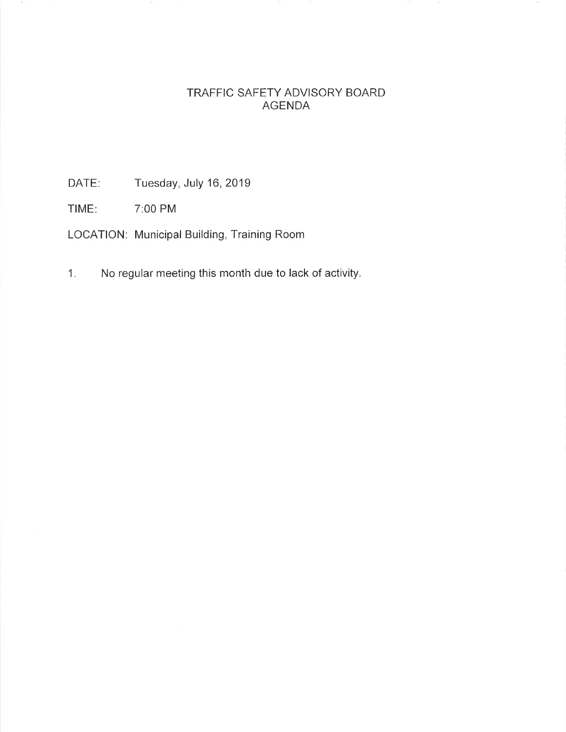# TRAFFIC SAFETY ADVISORY BOARD
## AGENDA

DATE: Tuesday, July 16, 2019

TIME: 7:00 PM

LOCATION: Municipal Building, Training Room

1. No regular meeting this month due to lack of activity.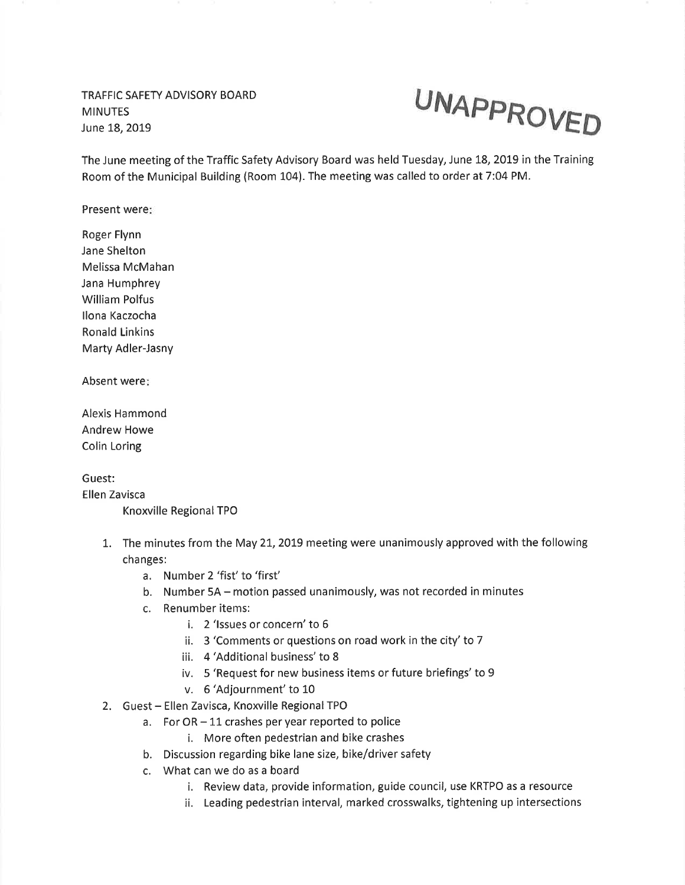TRAFFIC SAFETY ADVISORY BOARD
MINUTES
June 18, 2019

**UNAPPROVED**

The June meeting of the Traffic Safety Advisory Board was held Tuesday, June 18, 2019 in the Training Room of the Municipal Building (Room 104). The meeting was called to order at 7:04 PM.

Present were:

Roger Flynn
Jane Shelton
Melissa McMahan
Jana Humphrey
William Polfus
Ilona Kaczocha
Ronald Linkins
Marty Adler-Jasny

Absent were:

Alexis Hammond
Andrew Howe
Colin Loring

Guest:
Ellen Zavisca
Knoxville Regional TPO

1. The minutes from the May 21, 2019 meeting were unanimously approved with the following changes:
    a. Number 2 'fist' to 'first'
    b. Number 5A – motion passed unanimously, was not recorded in minutes
    c. Renumber items:
        i. 2 'Issues or concern' to 6
        ii. 3 'Comments or questions on road work in the city' to 7
        iii. 4 'Additional business' to 8
        iv. 5 'Request for new business items or future briefings' to 9
        v. 6 'Adjournment' to 10
2. Guest – Ellen Zavisca, Knoxville Regional TPO
    a. For OR – 11 crashes per year reported to police
        i. More often pedestrian and bike crashes
    b. Discussion regarding bike lane size, bike/driver safety
    c. What can we do as a board
        i. Review data, provide information, guide council, use KRTPO as a resource
        ii. Leading pedestrian interval, marked crosswalks, tightening up intersections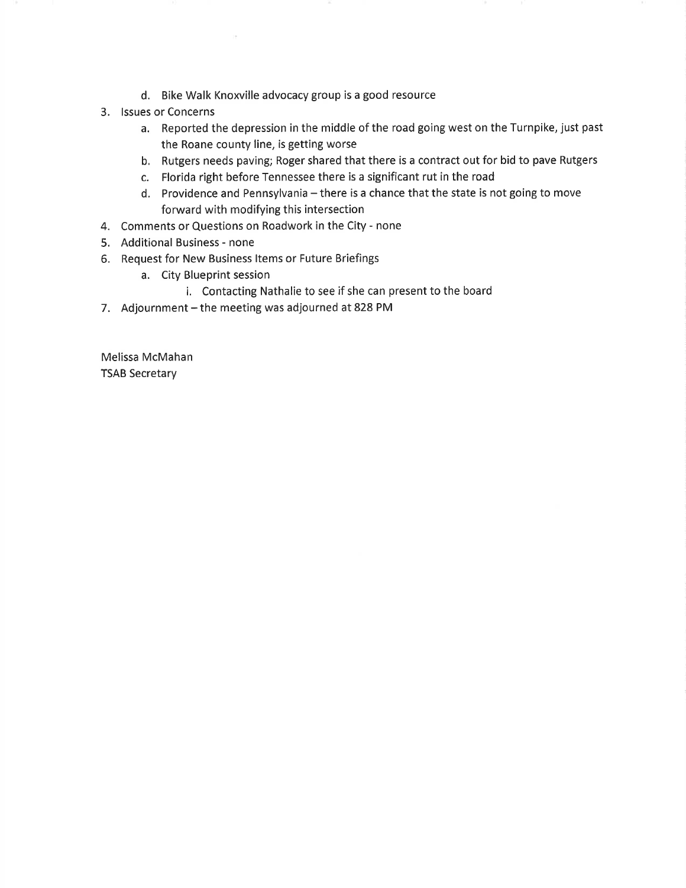d. Bike Walk Knoxville advocacy group is a good resource

3. Issues or Concerns
   a. Reported the depression in the middle of the road going west on the Turnpike, just past the Roane county line, is getting worse
   b. Rutgers needs paving; Roger shared that there is a contract out for bid to pave Rutgers
   c. Florida right before Tennessee there is a significant rut in the road
   d. Providence and Pennsylvania – there is a chance that the state is not going to move forward with modifying this intersection
4. Comments or Questions on Roadwork in the City - none
5. Additional Business - none
6. Request for New Business Items or Future Briefings
   a. City Blueprint session
      i. Contacting Nathalie to see if she can present to the board
7. Adjournment – the meeting was adjourned at 828 PM

Melissa McMahan
TSAB Secretary